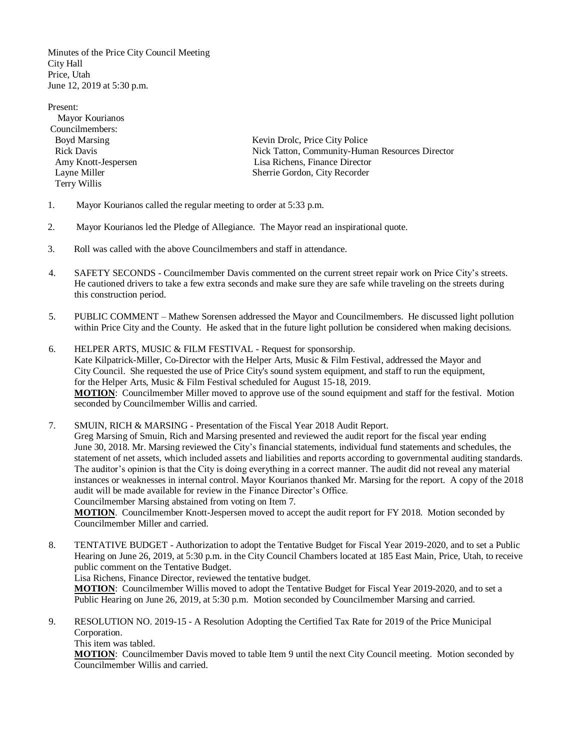Minutes of the Price City Council Meeting
City Hall
Price, Utah
June 12, 2019 at 5:30 p.m.

Present:
Mayor Kourianos
Councilmembers:
Boyd Marsing
Rick Davis
Amy Knott-Jespersen
Layne Miller
Terry Willis

Kevin Drolc, Price City Police
Nick Tatton, Community-Human Resources Director
Lisa Richens, Finance Director
Sherrie Gordon, City Recorder

1. Mayor Kourianos called the regular meeting to order at 5:33 p.m.

2. Mayor Kourianos led the Pledge of Allegiance. The Mayor read an inspirational quote.

3. Roll was called with the above Councilmembers and staff in attendance.

4. SAFETY SECONDS - Councilmember Davis commented on the current street repair work on Price City's streets. He cautioned drivers to take a few extra seconds and make sure they are safe while traveling on the streets during this construction period.

5. PUBLIC COMMENT – Mathew Sorensen addressed the Mayor and Councilmembers. He discussed light pollution within Price City and the County. He asked that in the future light pollution be considered when making decisions.

6. HELPER ARTS, MUSIC & FILM FESTIVAL - Request for sponsorship.
Kate Kilpatrick-Miller, Co-Director with the Helper Arts, Music & Film Festival, addressed the Mayor and City Council. She requested the use of Price City's sound system equipment, and staff to run the equipment, for the Helper Arts, Music & Film Festival scheduled for August 15-18, 2019.
**MOTION**: Councilmember Miller moved to approve use of the sound equipment and staff for the festival. Motion seconded by Councilmember Willis and carried.

7. SMUIN, RICH & MARSING - Presentation of the Fiscal Year 2018 Audit Report.
Greg Marsing of Smuin, Rich and Marsing presented and reviewed the audit report for the fiscal year ending June 30, 2018. Mr. Marsing reviewed the City's financial statements, individual fund statements and schedules, the statement of net assets, which included assets and liabilities and reports according to governmental auditing standards. The auditor's opinion is that the City is doing everything in a correct manner. The audit did not reveal any material instances or weaknesses in internal control. Mayor Kourianos thanked Mr. Marsing for the report. A copy of the 2018 audit will be made available for review in the Finance Director's Office.
Councilmember Marsing abstained from voting on Item 7.
**MOTION**. Councilmember Knott-Jespersen moved to accept the audit report for FY 2018. Motion seconded by Councilmember Miller and carried.

8. TENTATIVE BUDGET - Authorization to adopt the Tentative Budget for Fiscal Year 2019-2020, and to set a Public Hearing on June 26, 2019, at 5:30 p.m. in the City Council Chambers located at 185 East Main, Price, Utah, to receive public comment on the Tentative Budget.
Lisa Richens, Finance Director, reviewed the tentative budget.
**MOTION**: Councilmember Willis moved to adopt the Tentative Budget for Fiscal Year 2019-2020, and to set a Public Hearing on June 26, 2019, at 5:30 p.m. Motion seconded by Councilmember Marsing and carried.

9. RESOLUTION NO. 2019-15 - A Resolution Adopting the Certified Tax Rate for 2019 of the Price Municipal Corporation.
This item was tabled.
**MOTION**: Councilmember Davis moved to table Item 9 until the next City Council meeting. Motion seconded by Councilmember Willis and carried.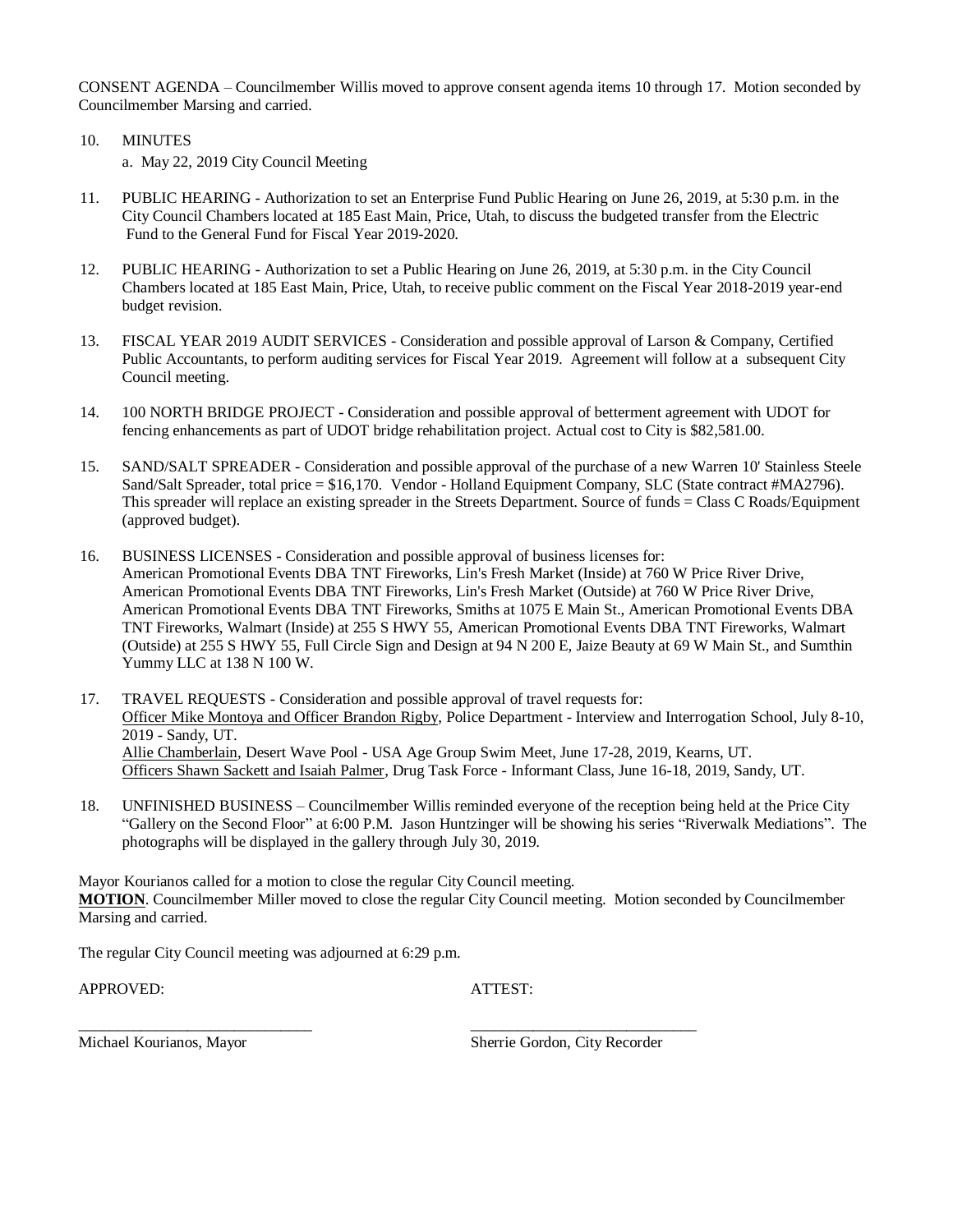CONSENT AGENDA – Councilmember Willis moved to approve consent agenda items 10 through 17. Motion seconded by Councilmember Marsing and carried.

10. MINUTES
    a. May 22, 2019 City Council Meeting

11. PUBLIC HEARING - Authorization to set an Enterprise Fund Public Hearing on June 26, 2019, at 5:30 p.m. in the City Council Chambers located at 185 East Main, Price, Utah, to discuss the budgeted transfer from the Electric Fund to the General Fund for Fiscal Year 2019-2020.

12. PUBLIC HEARING - Authorization to set a Public Hearing on June 26, 2019, at 5:30 p.m. in the City Council Chambers located at 185 East Main, Price, Utah, to receive public comment on the Fiscal Year 2018-2019 year-end budget revision.

13. FISCAL YEAR 2019 AUDIT SERVICES - Consideration and possible approval of Larson & Company, Certified Public Accountants, to perform auditing services for Fiscal Year 2019. Agreement will follow at a subsequent City Council meeting.

14. 100 NORTH BRIDGE PROJECT - Consideration and possible approval of betterment agreement with UDOT for fencing enhancements as part of UDOT bridge rehabilitation project. Actual cost to City is $82,581.00.

15. SAND/SALT SPREADER - Consideration and possible approval of the purchase of a new Warren 10' Stainless Steele Sand/Salt Spreader, total price = $16,170. Vendor - Holland Equipment Company, SLC (State contract #MA2796). This spreader will replace an existing spreader in the Streets Department. Source of funds = Class C Roads/Equipment (approved budget).

16. BUSINESS LICENSES - Consideration and possible approval of business licenses for:
    American Promotional Events DBA TNT Fireworks, Lin's Fresh Market (Inside) at 760 W Price River Drive, American Promotional Events DBA TNT Fireworks, Lin's Fresh Market (Outside) at 760 W Price River Drive, American Promotional Events DBA TNT Fireworks, Smiths at 1075 E Main St., American Promotional Events DBA TNT Fireworks, Walmart (Inside) at 255 S HWY 55, American Promotional Events DBA TNT Fireworks, Walmart (Outside) at 255 S HWY 55, Full Circle Sign and Design at 94 N 200 E, Jaize Beauty at 69 W Main St., and Sumthin Yummy LLC at 138 N 100 W.

17. TRAVEL REQUESTS - Consideration and possible approval of travel requests for:
    Officer Mike Montoya and Officer Brandon Rigby, Police Department - Interview and Interrogation School, July 8-10, 2019 - Sandy, UT.
    Allie Chamberlain, Desert Wave Pool - USA Age Group Swim Meet, June 17-28, 2019, Kearns, UT.
    Officers Shawn Sackett and Isaiah Palmer, Drug Task Force - Informant Class, June 16-18, 2019, Sandy, UT.

18. UNFINISHED BUSINESS – Councilmember Willis reminded everyone of the reception being held at the Price City "Gallery on the Second Floor" at 6:00 P.M. Jason Huntzinger will be showing his series "Riverwalk Mediations". The photographs will be displayed in the gallery through July 30, 2019.

Mayor Kourianos called for a motion to close the regular City Council meeting.
**MOTION**. Councilmember Miller moved to close the regular City Council meeting. Motion seconded by Councilmember Marsing and carried.

The regular City Council meeting was adjourned at 6:29 p.m.

APPROVED: ATTEST:

______________________________ ______________________________

Michael Kourianos, Mayor Sherrie Gordon, City Recorder